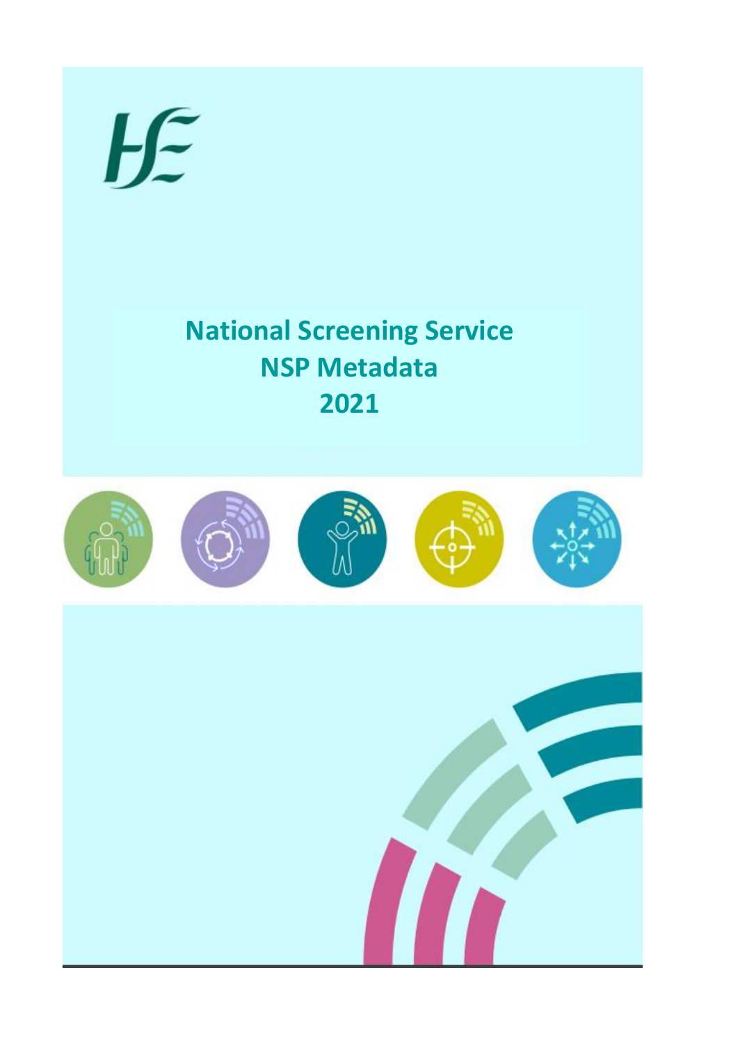# National Screening Service
# NSP Metadata
# 2021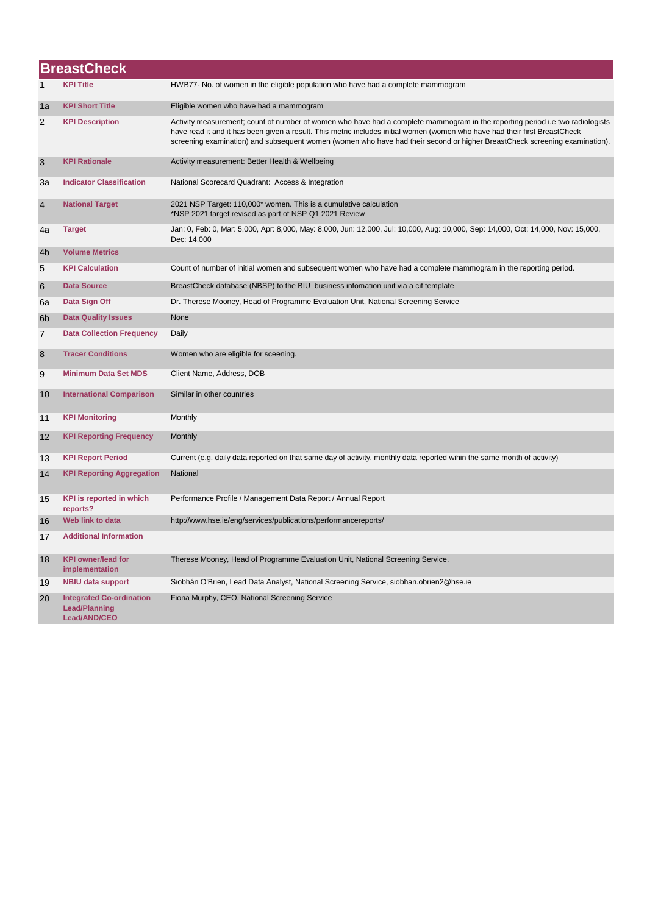# BreastCheck

| | | |
|---|---|---|
| 1 | **KPI Title** | HWB77- No. of women in the eligible population who have had a complete mammogram |
| 1a | **KPI Short Title** | Eligible women who have had a mammogram |
| 2 | **KPI Description** | Activity measurement; count of number of women who have had a complete mammogram in the reporting period i.e two radiologists have read it and it has been given a result. This metric includes initial women (women who have had their first BreastCheck screening examination) and subsequent women (women who have had their second or higher BreastCheck screening examination). |
| 3 | **KPI Rationale** | Activity measurement: Better Health & Wellbeing |
| 3a | **Indicator Classification** | National Scorecard Quadrant: Access & Integration |
| 4 | **National Target** | 2021 NSP Target: 110,000* women. This is a cumulative calculation<br>*NSP 2021 target revised as part of NSP Q1 2021 Review |
| 4a | **Target** | Jan: 0, Feb: 0, Mar: 5,000, Apr: 8,000, May: 8,000, Jun: 12,000, Jul: 10,000, Aug: 10,000, Sep: 14,000, Oct: 14,000, Nov: 15,000, Dec: 14,000 |
| 4b | **Volume Metrics** | |
| 5 | **KPI Calculation** | Count of number of initial women and subsequent women who have had a complete mammogram in the reporting period. |
| 6 | **Data Source** | BreastCheck database (NBSP) to the BIU business infomation unit via a cif template |
| 6a | **Data Sign Off** | Dr. Therese Mooney, Head of Programme Evaluation Unit, National Screening Service |
| 6b | **Data Quality Issues** | None |
| 7 | **Data Collection Frequency** | Daily |
| 8 | **Tracer Conditions** | Women who are eligible for sceening. |
| 9 | **Minimum Data Set MDS** | Client Name, Address, DOB |
| 10 | **International Comparison** | Similar in other countries |
| 11 | **KPI Monitoring** | Monthly |
| 12 | **KPI Reporting Frequency** | Monthly |
| 13 | **KPI Report Period** | Current (e.g. daily data reported on that same day of activity, monthly data reported wihin the same month of activity) |
| 14 | **KPI Reporting Aggregation** | National |
| 15 | **KPI is reported in which reports?** | Performance Profile / Management Data Report / Annual Report |
| 16 | **Web link to data** | http://www.hse.ie/eng/services/publications/performancereports/ |
| 17 | **Additional Information** | |
| 18 | **KPI owner/lead for implementation** | Therese Mooney, Head of Programme Evaluation Unit, National Screening Service. |
| 19 | **NBIU data support** | Siobhán O'Brien, Lead Data Analyst, National Screening Service, siobhan.obrien2@hse.ie |
| 20 | **Integrated Co-ordination Lead/Planning Lead/AND/CEO** | Fiona Murphy, CEO, National Screening Service |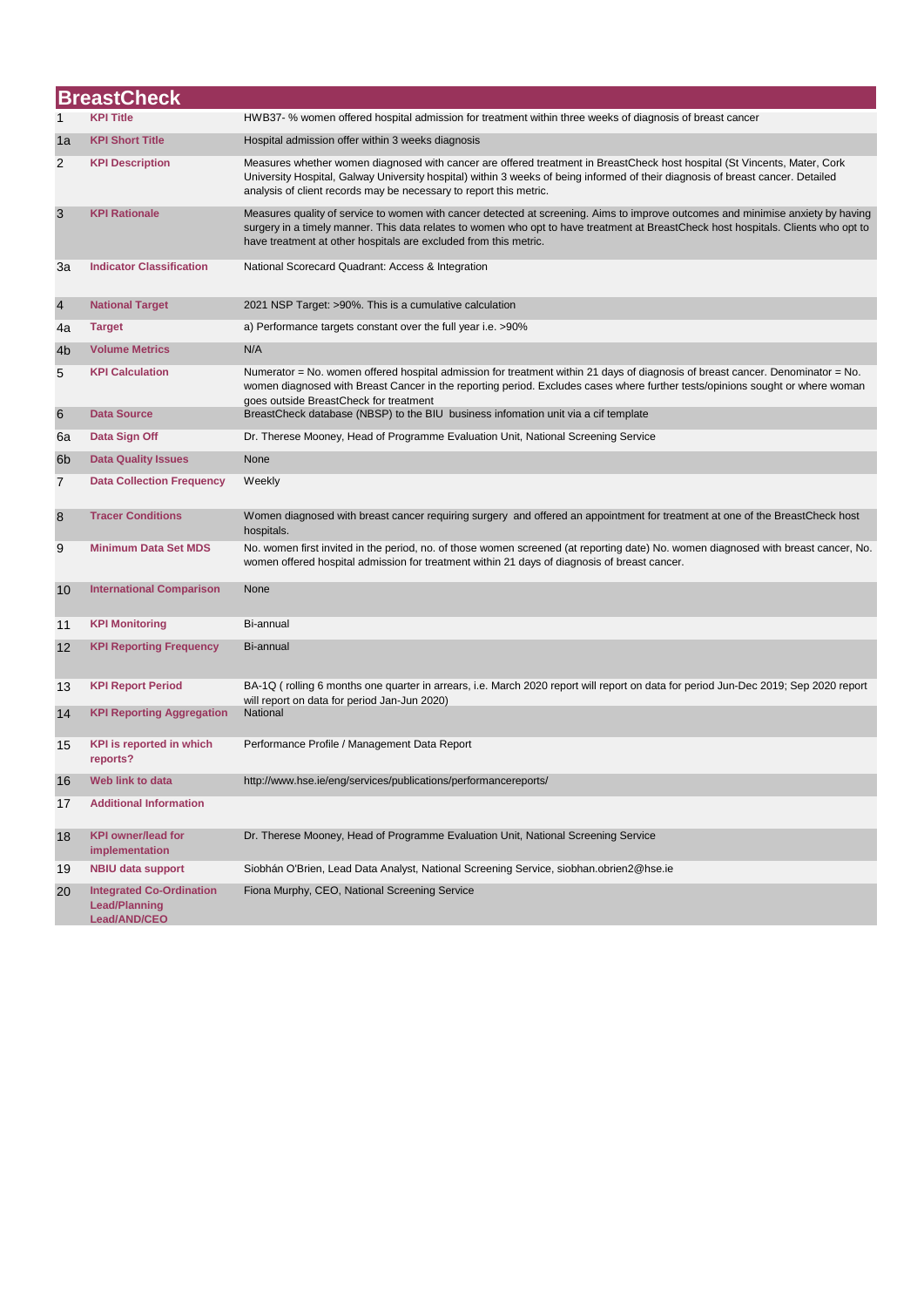# BreastCheck

| | | |
|---|---|---|
| 1 | **KPI Title** | HWB37- % women offered hospital admission for treatment within three weeks of diagnosis of breast cancer |
| 1a | **KPI Short Title** | Hospital admission offer within 3 weeks diagnosis |
| 2 | **KPI Description** | Measures whether women diagnosed with cancer are offered treatment in BreastCheck host hospital (St Vincents, Mater, Cork University Hospital, Galway University hospital) within 3 weeks of being informed of their diagnosis of breast cancer. Detailed analysis of client records may be necessary to report this metric. |
| 3 | **KPI Rationale** | Measures quality of service to women with cancer detected at screening. Aims to improve outcomes and minimise anxiety by having surgery in a timely manner. This data relates to women who opt to have treatment at BreastCheck host hospitals. Clients who opt to have treatment at other hospitals are excluded from this metric. |
| 3a | **Indicator Classification** | National Scorecard Quadrant: Access & Integration |
| 4 | **National Target** | 2021 NSP Target: >90%. This is a cumulative calculation |
| 4a | **Target** | a) Performance targets constant over the full year i.e. >90% |
| 4b | **Volume Metrics** | N/A |
| 5 | **KPI Calculation** | Numerator = No. women offered hospital admission for treatment within 21 days of diagnosis of breast cancer. Denominator = No. women diagnosed with Breast Cancer in the reporting period. Excludes cases where further tests/opinions sought or where woman goes outside BreastCheck for treatment |
| 6 | **Data Source** | BreastCheck database (NBSP) to the BIU business infomation unit via a cif template |
| 6a | **Data Sign Off** | Dr. Therese Mooney, Head of Programme Evaluation Unit, National Screening Service |
| 6b | **Data Quality Issues** | None |
| 7 | **Data Collection Frequency** | Weekly |
| 8 | **Tracer Conditions** | Women diagnosed with breast cancer requiring surgery and offered an appointment for treatment at one of the BreastCheck host hospitals. |
| 9 | **Minimum Data Set MDS** | No. women first invited in the period, no. of those women screened (at reporting date) No. women diagnosed with breast cancer, No. women offered hospital admission for treatment within 21 days of diagnosis of breast cancer. |
| 10 | **International Comparison** | None |
| 11 | **KPI Monitoring** | Bi-annual |
| 12 | **KPI Reporting Frequency** | Bi-annual |
| 13 | **KPI Report Period** | BA-1Q ( rolling 6 months one quarter in arrears, i.e. March 2020 report will report on data for period Jun-Dec 2019; Sep 2020 report will report on data for period Jan-Jun 2020) |
| 14 | **KPI Reporting Aggregation** | National |
| 15 | **KPI is reported in which reports?** | Performance Profile / Management Data Report |
| 16 | **Web link to data** | http://www.hse.ie/eng/services/publications/performancereports/ |
| 17 | **Additional Information** | |
| 18 | **KPI owner/lead for implementation** | Dr. Therese Mooney, Head of Programme Evaluation Unit, National Screening Service |
| 19 | **NBIU data support** | Siobhán O'Brien, Lead Data Analyst, National Screening Service, siobhan.obrien2@hse.ie |
| 20 | **Integrated Co-Ordination Lead/Planning Lead/AND/CEO** | Fiona Murphy, CEO, National Screening Service |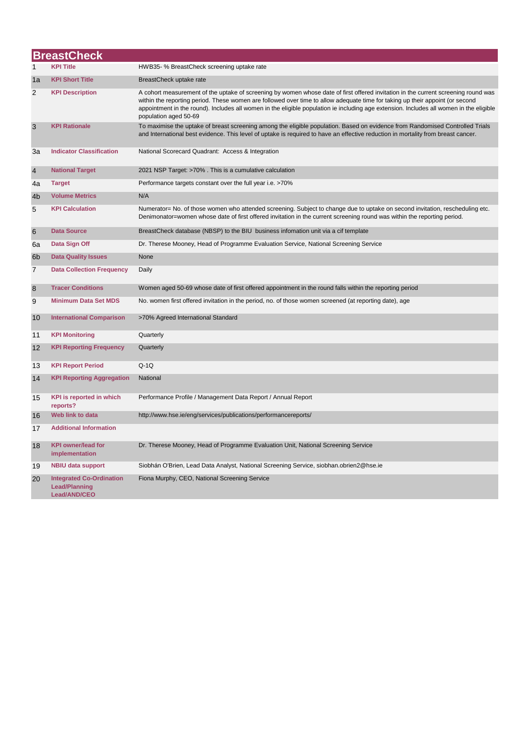# BreastCheck

| # | Field | Value |
|---|---|---|
| 1 | **KPI Title** | HWB35- % BreastCheck screening uptake rate |
| 1a | **KPI Short Title** | BreastCheck uptake rate |
| 2 | **KPI Description** | A cohort measurement of the uptake of screening by women whose date of first offered invitation in the current screening round was within the reporting period. These women are followed over time to allow adequate time for taking up their appoint (or second appointment in the round). Includes all women in the eligible population ie including age extension. Includes all women in the eligible population aged 50-69 |
| 3 | **KPI Rationale** | To maximise the uptake of breast screening among the eligible population. Based on evidence from Randomised Controlled Trials and International best evidence. This level of uptake is required to have an effective reduction in mortality from breast cancer. |
| 3a | **Indicator Classification** | National Scorecard Quadrant: Access & Integration |
| 4 | **National Target** | 2021 NSP Target: >70% . This is a cumulative calculation |
| 4a | **Target** | Performance targets constant over the full year i.e. >70% |
| 4b | **Volume Metrics** | N/A |
| 5 | **KPI Calculation** | Numerator= No. of those women who attended screening. Subject to change due to uptake on second invitation, rescheduling etc. Denimonator=women whose date of first offered invitation in the current screening round was within the reporting period. |
| 6 | **Data Source** | BreastCheck database (NBSP) to the BIU business infomation unit via a cif template |
| 6a | **Data Sign Off** | Dr. Therese Mooney, Head of Programme Evaluation Service, National Screening Service |
| 6b | **Data Quality Issues** | None |
| 7 | **Data Collection Frequency** | Daily |
| 8 | **Tracer Conditions** | Women aged 50-69 whose date of first offered appointment in the round falls within the reporting period |
| 9 | **Minimum Data Set MDS** | No. women first offered invitation in the period, no. of those women screened (at reporting date), age |
| 10 | **International Comparison** | >70% Agreed International Standard |
| 11 | **KPI Monitoring** | Quarterly |
| 12 | **KPI Reporting Frequency** | Quarterly |
| 13 | **KPI Report Period** | Q-1Q |
| 14 | **KPI Reporting Aggregation** | National |
| 15 | **KPI is reported in which reports?** | Performance Profile / Management Data Report / Annual Report |
| 16 | **Web link to data** | http://www.hse.ie/eng/services/publications/performancereports/ |
| 17 | **Additional Information** | |
| 18 | **KPI owner/lead for implementation** | Dr. Therese Mooney, Head of Programme Evaluation Unit, National Screening Service |
| 19 | **NBIU data support** | Siobhán O'Brien, Lead Data Analyst, National Screening Service, siobhan.obrien2@hse.ie |
| 20 | **Integrated Co-Ordination Lead/Planning Lead/AND/CEO** | Fiona Murphy, CEO, National Screening Service |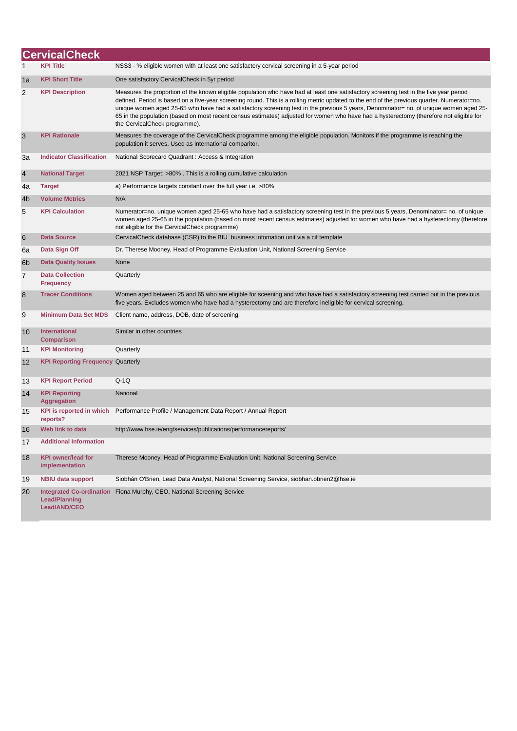# CervicalCheck

| | | |
|---|---|---|
| 1 | **KPI Title** | NSS3 - % eligible women with at least one satisfactory cervical screening in a 5-year period |
| 1a | **KPI Short Title** | One satisfactory CervicalCheck in 5yr period |
| 2 | **KPI Description** | Measures the proportion of the known eligible population who have had at least one satisfactory screening test in the five year period defined. Period is based on a five-year screening round. This is a rolling metric updated to the end of the previous quarter. Numerator=no. unique women aged 25-65 who have had a satisfactory screening test in the previous 5 years, Denominator= no. of unique women aged 25-65 in the population (based on most recent census estimates) adjusted for women who have had a hysterectomy (therefore not eligible for the CervicalCheck programme). |
| 3 | **KPI Rationale** | Measures the coverage of the CervicalCheck programme among the eligible population. Monitors if the programme is reaching the population it serves. Used as International comparitor. |
| 3a | **Indicator Classification** | National Scorecard Quadrant : Access & Integration |
| 4 | **National Target** | 2021 NSP Target: >80% . This is a rolling cumulative calculation |
| 4a | **Target** | a) Performance targets constant over the full year i.e. >80% |
| 4b | **Volume Metrics** | N/A |
| 5 | **KPI Calculation** | Numerator=no. unique women aged 25-65 who have had a satisfactory screening test in the previous 5 years, Denominator= no. of unique women aged 25-65 in the population (based on most recent census estimates) adjusted for women who have had a hysterectomy (therefore not eligible for the CervicalCheck programme) |
| 6 | **Data Source** | CervicalCheck database (CSR) to the BIU business infomation unit via a cif template |
| 6a | **Data Sign Off** | Dr. Therese Mooney, Head of Programme Evaluation Unit, National Screening Service |
| 6b | **Data Quality Issues** | None |
| 7 | **Data Collection Frequency** | Quarterly |
| 8 | **Tracer Conditions** | Women aged between 25 and 65 who are eligible for sceening and who have had a satisfactory screening test carried out in the previous five years. Excludes women who have had a hysterectomy and are therefore ineligible for cervical screening. |
| 9 | **Minimum Data Set MDS** | Client name, address, DOB, date of screening. |
| 10 | **International Comparison** | Similar in other countries |
| 11 | **KPI Monitoring** | Quarterly |
| 12 | **KPI Reporting Frequency** | Quarterly |
| 13 | **KPI Report Period** | Q-1Q |
| 14 | **KPI Reporting Aggregation** | National |
| 15 | **KPI is reported in which reports?** | Performance Profile / Management Data Report / Annual Report |
| 16 | **Web link to data** | http://www.hse.ie/eng/services/publications/performancereports/ |
| 17 | **Additional Information** | |
| 18 | **KPI owner/lead for implementation** | Therese Mooney, Head of Programme Evaluation Unit, National Screening Service. |
| 19 | **NBIU data support** | Siobhán O'Brien, Lead Data Analyst, National Screening Service, siobhan.obrien2@hse.ie |
| 20 | **Integrated Co-ordination Lead/Planning Lead/AND/CEO** | Fiona Murphy, CEO, National Screening Service |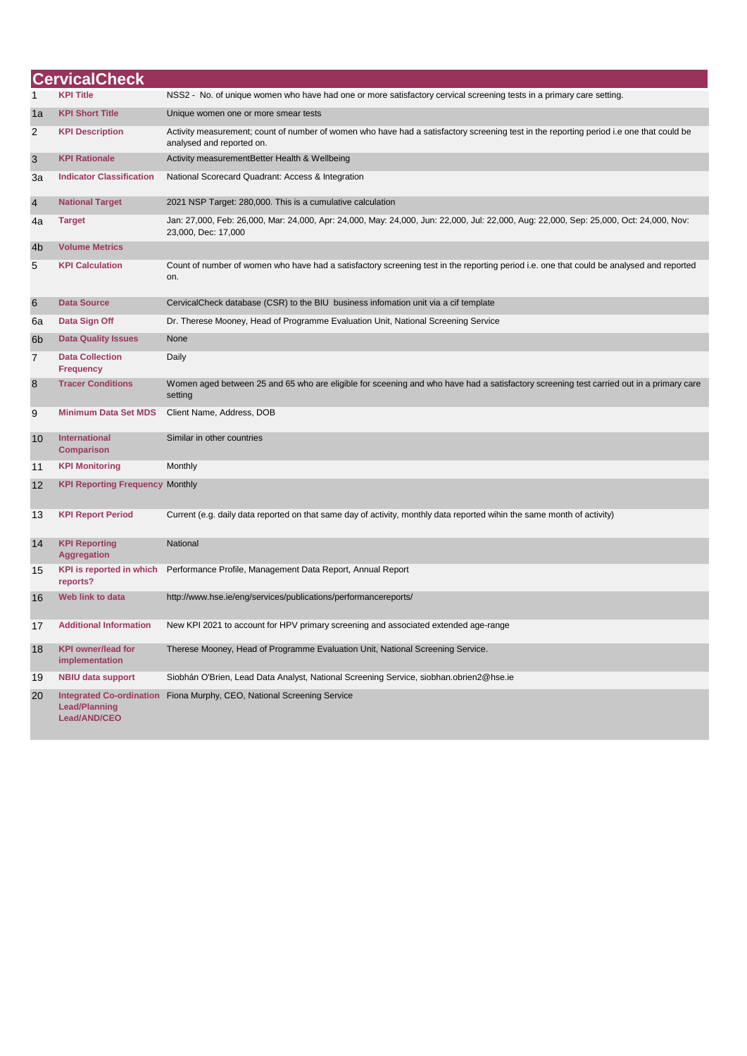# CervicalCheck

| | | |
|---|---|---|
| 1 | **KPI Title** | NSS2 - No. of unique women who have had one or more satisfactory cervical screening tests in a primary care setting. |
| 1a | **KPI Short Title** | Unique women one or more smear tests |
| 2 | **KPI Description** | Activity measurement; count of number of women who have had a satisfactory screening test in the reporting period i.e one that could be analysed and reported on. |
| 3 | **KPI Rationale** | Activity measurementBetter Health & Wellbeing |
| 3a | **Indicator Classification** | National Scorecard Quadrant: Access & Integration |
| 4 | **National Target** | 2021 NSP Target: 280,000. This is a cumulative calculation |
| 4a | **Target** | Jan: 27,000, Feb: 26,000, Mar: 24,000, Apr: 24,000, May: 24,000, Jun: 22,000, Jul: 22,000, Aug: 22,000, Sep: 25,000, Oct: 24,000, Nov: 23,000, Dec: 17,000 |
| 4b | **Volume Metrics** | |
| 5 | **KPI Calculation** | Count of number of women who have had a satisfactory screening test in the reporting period i.e. one that could be analysed and reported on. |
| 6 | **Data Source** | CervicalCheck database (CSR) to the BIU business infomation unit via a cif template |
| 6a | **Data Sign Off** | Dr. Therese Mooney, Head of Programme Evaluation Unit, National Screening Service |
| 6b | **Data Quality Issues** | None |
| 7 | **Data Collection Frequency** | Daily |
| 8 | **Tracer Conditions** | Women aged between 25 and 65 who are eligible for sceening and who have had a satisfactory screening test carried out in a primary care setting |
| 9 | **Minimum Data Set MDS** | Client Name, Address, DOB |
| 10 | **International Comparison** | Similar in other countries |
| 11 | **KPI Monitoring** | Monthly |
| 12 | **KPI Reporting Frequency** | Monthly |
| 13 | **KPI Report Period** | Current (e.g. daily data reported on that same day of activity, monthly data reported wihin the same month of activity) |
| 14 | **KPI Reporting Aggregation** | National |
| 15 | **KPI is reported in which reports?** | Performance Profile, Management Data Report, Annual Report |
| 16 | **Web link to data** | http://www.hse.ie/eng/services/publications/performancereports/ |
| 17 | **Additional Information** | New KPI 2021 to account for HPV primary screening and associated extended age-range |
| 18 | **KPI owner/lead for implementation** | Therese Mooney, Head of Programme Evaluation Unit, National Screening Service. |
| 19 | **NBIU data support** | Siobhán O'Brien, Lead Data Analyst, National Screening Service, siobhan.obrien2@hse.ie |
| 20 | **Integrated Co-ordination Lead/Planning Lead/AND/CEO** | Fiona Murphy, CEO, National Screening Service |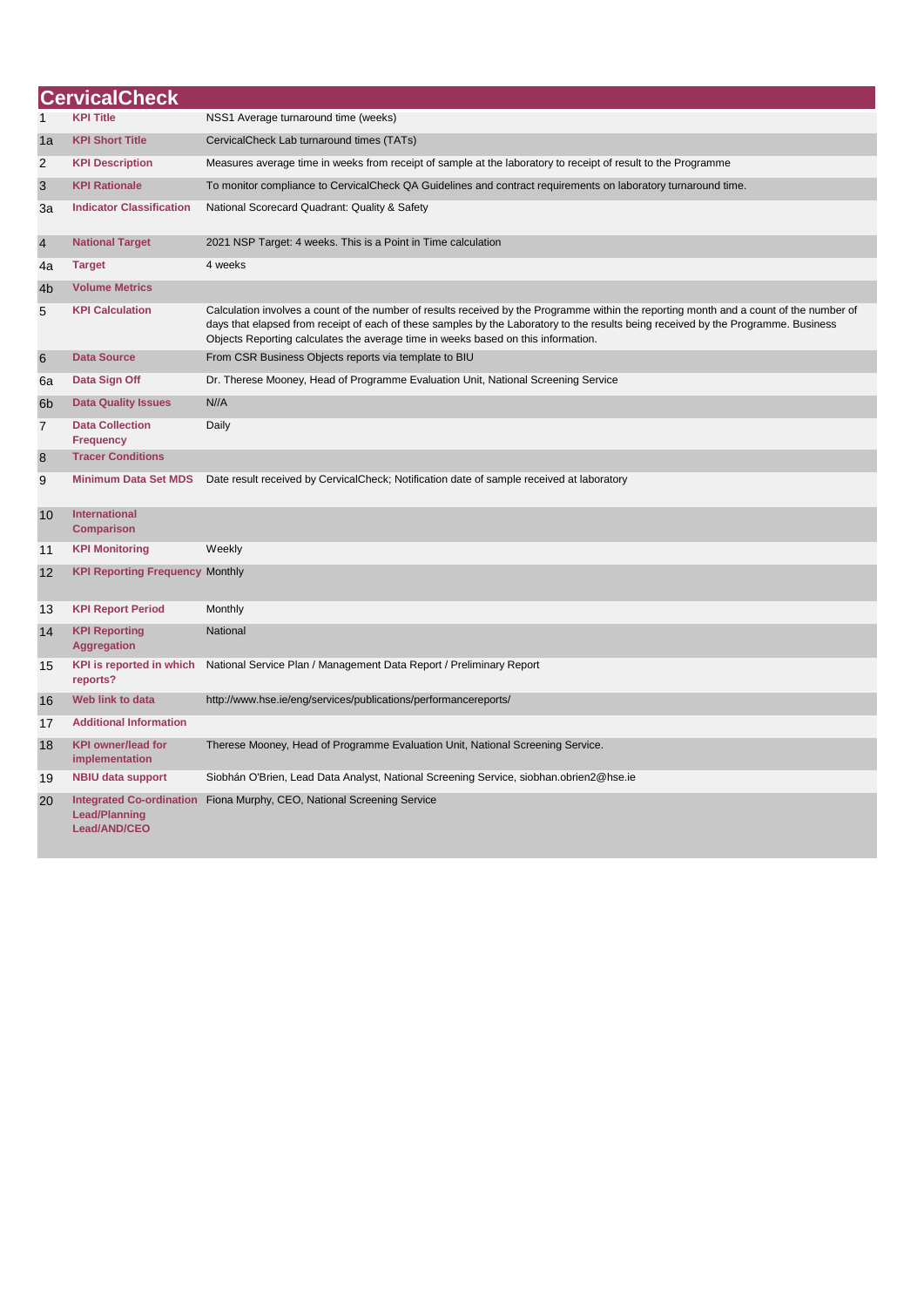# CervicalCheck

| | | |
|---|---|---|
| 1 | **KPI Title** | NSS1 Average turnaround time (weeks) |
| 1a | **KPI Short Title** | CervicalCheck Lab turnaround times (TATs) |
| 2 | **KPI Description** | Measures average time in weeks from receipt of sample at the laboratory to receipt of result to the Programme |
| 3 | **KPI Rationale** | To monitor compliance to CervicalCheck QA Guidelines and contract requirements on laboratory turnaround time. |
| 3a | **Indicator Classification** | National Scorecard Quadrant: Quality & Safety |
| 4 | **National Target** | 2021 NSP Target: 4 weeks. This is a Point in Time calculation |
| 4a | **Target** | 4 weeks |
| 4b | **Volume Metrics** | |
| 5 | **KPI Calculation** | Calculation involves a count of the number of results received by the Programme within the reporting month and a count of the number of days that elapsed from receipt of each of these samples by the Laboratory to the results being received by the Programme. Business Objects Reporting calculates the average time in weeks based on this information. |
| 6 | **Data Source** | From CSR Business Objects reports via template to BIU |
| 6a | **Data Sign Off** | Dr. Therese Mooney, Head of Programme Evaluation Unit, National Screening Service |
| 6b | **Data Quality Issues** | N//A |
| 7 | **Data Collection Frequency** | Daily |
| 8 | **Tracer Conditions** | |
| 9 | **Minimum Data Set MDS** | Date result received by CervicalCheck; Notification date of sample received at laboratory |
| 10 | **International Comparison** | |
| 11 | **KPI Monitoring** | Weekly |
| 12 | **KPI Reporting Frequency** | Monthly |
| 13 | **KPI Report Period** | Monthly |
| 14 | **KPI Reporting Aggregation** | National |
| 15 | **KPI is reported in which reports?** | National Service Plan / Management Data Report / Preliminary Report |
| 16 | **Web link to data** | http://www.hse.ie/eng/services/publications/performancereports/ |
| 17 | **Additional Information** | |
| 18 | **KPI owner/lead for implementation** | Therese Mooney, Head of Programme Evaluation Unit, National Screening Service. |
| 19 | **NBIU data support** | Siobhán O'Brien, Lead Data Analyst, National Screening Service, siobhan.obrien2@hse.ie |
| 20 | **Integrated Co-ordination Lead/Planning Lead/AND/CEO** | Fiona Murphy, CEO, National Screening Service |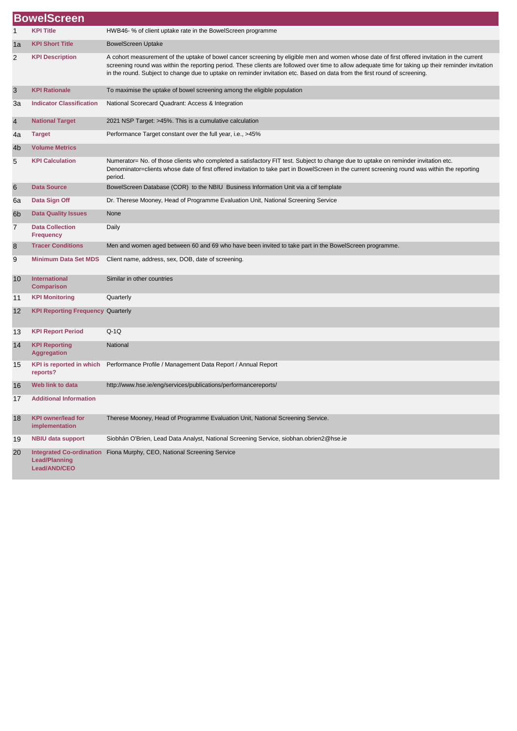# BowelScreen

| | | |
|---|---|---|
| 1 | **KPI Title** | HWB46- % of client uptake rate in the BowelScreen programme |
| 1a | **KPI Short Title** | BowelScreen Uptake |
| 2 | **KPI Description** | A cohort measurement of the uptake of bowel cancer screening by eligible men and women whose date of first offered invitation in the current screening round was within the reporting period. These clients are followed over time to allow adequate time for taking up their reminder invitation in the round. Subject to change due to uptake on reminder invitation etc. Based on data from the first round of screening. |
| 3 | **KPI Rationale** | To maximise the uptake of bowel screening among the eligible population |
| 3a | **Indicator Classification** | National Scorecard Quadrant: Access & Integration |
| 4 | **National Target** | 2021 NSP Target: >45%. This is a cumulative calculation |
| 4a | **Target** | Performance Target constant over the full year, i.e., >45% |
| 4b | **Volume Metrics** | |
| 5 | **KPI Calculation** | Numerator= No. of those clients who completed a satisfactory FIT test. Subject to change due to uptake on reminder invitation etc. Denominator=clients whose date of first offered invitation to take part in BowelScreen in the current screening round was within the reporting period. |
| 6 | **Data Source** | BowelScreen Database (COR) to the NBIU Business Information Unit via a cif template |
| 6a | **Data Sign Off** | Dr. Therese Mooney, Head of Programme Evaluation Unit, National Screening Service |
| 6b | **Data Quality Issues** | None |
| 7 | **Data Collection Frequency** | Daily |
| 8 | **Tracer Conditions** | Men and women aged between 60 and 69 who have been invited to take part in the BowelScreen programme. |
| 9 | **Minimum Data Set MDS** | Client name, address, sex, DOB, date of screening. |
| 10 | **International Comparison** | Similar in other countries |
| 11 | **KPI Monitoring** | Quarterly |
| 12 | **KPI Reporting Frequency** | Quarterly |
| 13 | **KPI Report Period** | Q-1Q |
| 14 | **KPI Reporting Aggregation** | National |
| 15 | **KPI is reported in which reports?** | Performance Profile / Management Data Report / Annual Report |
| 16 | **Web link to data** | http://www.hse.ie/eng/services/publications/performancereports/ |
| 17 | **Additional Information** | |
| 18 | **KPI owner/lead for implementation** | Therese Mooney, Head of Programme Evaluation Unit, National Screening Service. |
| 19 | **NBIU data support** | Siobhán O'Brien, Lead Data Analyst, National Screening Service, siobhan.obrien2@hse.ie |
| 20 | **Integrated Co-ordination Lead/Planning Lead/AND/CEO** | Fiona Murphy, CEO, National Screening Service |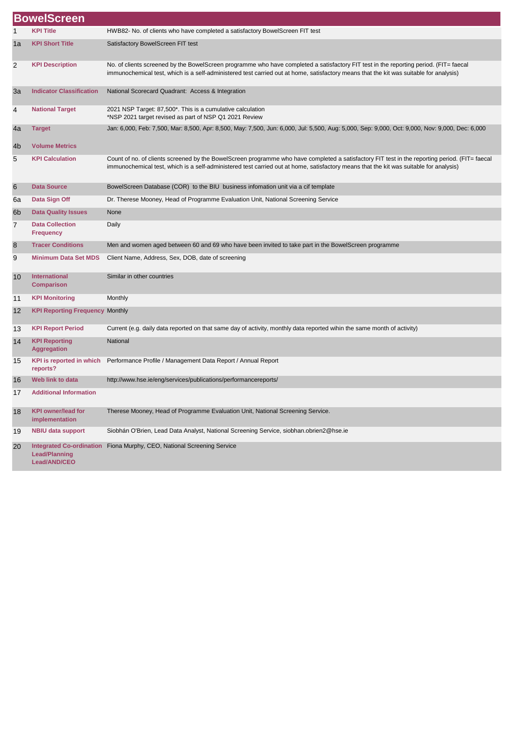# BowelScreen

| | | |
|---|---|---|
| 1 | **KPI Title** | HWB82- No. of clients who have completed a satisfactory BowelScreen FIT test |
| 1a | **KPI Short Title** | Satisfactory BowelScreen FIT test |
| 2 | **KPI Description** | No. of clients screened by the BowelScreen programme who have completed a satisfactory FIT test in the reporting period. (FIT= faecal immunochemical test, which is a self-administered test carried out at home, satisfactory means that the kit was suitable for analysis) |
| 3a | **Indicator Classification** | National Scorecard Quadrant: Access & Integration |
| 4 | **National Target** | 2021 NSP Target: 87,500*. This is a cumulative calculation<br>*NSP 2021 target revised as part of NSP Q1 2021 Review |
| 4a | **Target** | Jan: 6,000, Feb: 7,500, Mar: 8,500, Apr: 8,500, May: 7,500, Jun: 6,000, Jul: 5,500, Aug: 5,000, Sep: 9,000, Oct: 9,000, Nov: 9,000, Dec: 6,000 |
| 4b | **Volume Metrics** | |
| 5 | **KPI Calculation** | Count of no. of clients screened by the BowelScreen programme who have completed a satisfactory FIT test in the reporting period. (FIT= faecal immunochemical test, which is a self-administered test carried out at home, satisfactory means that the kit was suitable for analysis) |
| 6 | **Data Source** | BowelScreen Database (COR) to the BIU business infomation unit via a cif template |
| 6a | **Data Sign Off** | Dr. Therese Mooney, Head of Programme Evaluation Unit, National Screening Service |
| 6b | **Data Quality Issues** | None |
| 7 | **Data Collection Frequency** | Daily |
| 8 | **Tracer Conditions** | Men and women aged between 60 and 69 who have been invited to take part in the BowelScreen programme |
| 9 | **Minimum Data Set MDS** | Client Name, Address, Sex, DOB, date of screening |
| 10 | **International Comparison** | Similar in other countries |
| 11 | **KPI Monitoring** | Monthly |
| 12 | **KPI Reporting Frequency** | Monthly |
| 13 | **KPI Report Period** | Current (e.g. daily data reported on that same day of activity, monthly data reported wihin the same month of activity) |
| 14 | **KPI Reporting Aggregation** | National |
| 15 | **KPI is reported in which reports?** | Performance Profile / Management Data Report / Annual Report |
| 16 | **Web link to data** | http://www.hse.ie/eng/services/publications/performancereports/ |
| 17 | **Additional Information** | |
| 18 | **KPI owner/lead for implementation** | Therese Mooney, Head of Programme Evaluation Unit, National Screening Service. |
| 19 | **NBIU data support** | Siobhán O'Brien, Lead Data Analyst, National Screening Service, siobhan.obrien2@hse.ie |
| 20 | **Integrated Co-ordination Lead/Planning Lead/AND/CEO** | Fiona Murphy, CEO, National Screening Service |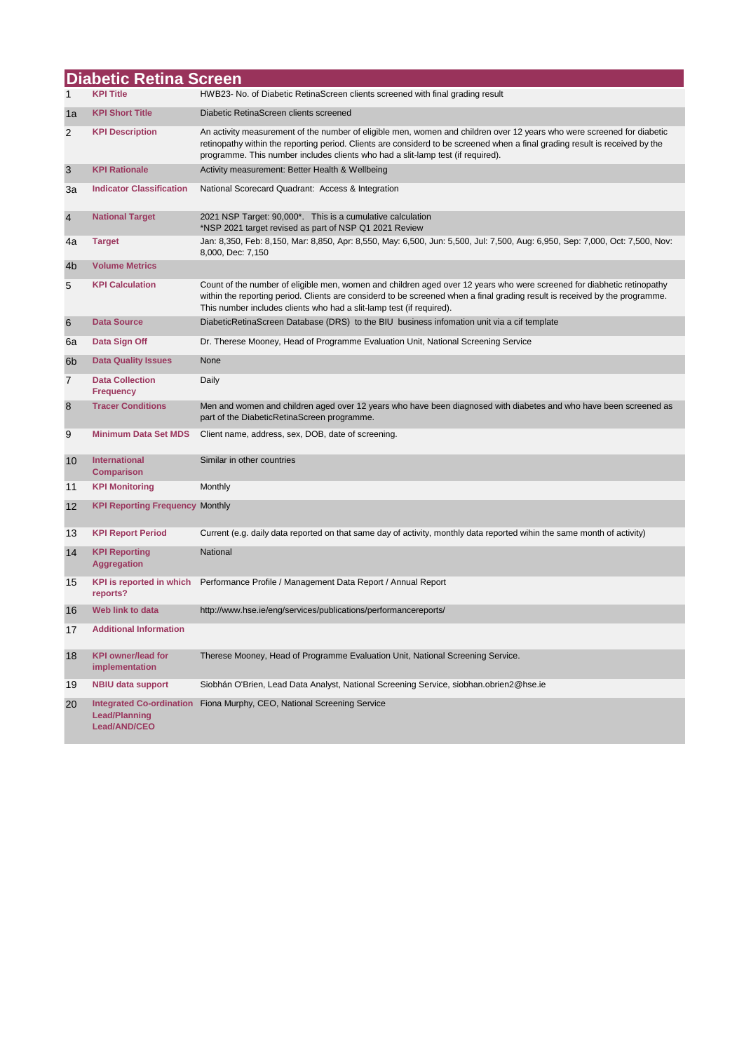# Diabetic Retina Screen

| | | |
|---|---|---|
| 1 | **KPI Title** | HWB23- No. of Diabetic RetinaScreen clients screened with final grading result |
| 1a | **KPI Short Title** | Diabetic RetinaScreen clients screened |
| 2 | **KPI Description** | An activity measurement of the number of eligible men, women and children over 12 years who were screened for diabetic retinopathy within the reporting period. Clients are considerd to be screened when a final grading result is received by the programme. This number includes clients who had a slit-lamp test (if required). |
| 3 | **KPI Rationale** | Activity measurement: Better Health & Wellbeing |
| 3a | **Indicator Classification** | National Scorecard Quadrant: Access & Integration |
| 4 | **National Target** | 2021 NSP Target: 90,000*. This is a cumulative calculation<br>*NSP 2021 target revised as part of NSP Q1 2021 Review |
| 4a | **Target** | Jan: 8,350, Feb: 8,150, Mar: 8,850, Apr: 8,550, May: 6,500, Jun: 5,500, Jul: 7,500, Aug: 6,950, Sep: 7,000, Oct: 7,500, Nov: 8,000, Dec: 7,150 |
| 4b | **Volume Metrics** | |
| 5 | **KPI Calculation** | Count of the number of eligible men, women and children aged over 12 years who were screened for diabetic retinopathy within the reporting period. Clients are considerd to be screened when a final grading result is received by the programme. This number includes clients who had a slit-lamp test (if required). |
| 6 | **Data Source** | DiabeticRetinaScreen Database (DRS) to the BIU business infomation unit via a cif template |
| 6a | **Data Sign Off** | Dr. Therese Mooney, Head of Programme Evaluation Unit, National Screening Service |
| 6b | **Data Quality Issues** | None |
| 7 | **Data Collection Frequency** | Daily |
| 8 | **Tracer Conditions** | Men and women and children aged over 12 years who have been diagnosed with diabetes and who have been screened as part of the DiabeticRetinaScreen programme. |
| 9 | **Minimum Data Set MDS** | Client name, address, sex, DOB, date of screening. |
| 10 | **International Comparison** | Similar in other countries |
| 11 | **KPI Monitoring** | Monthly |
| 12 | **KPI Reporting Frequency** | Monthly |
| 13 | **KPI Report Period** | Current (e.g. daily data reported on that same day of activity, monthly data reported wihin the same month of activity) |
| 14 | **KPI Reporting Aggregation** | National |
| 15 | **KPI is reported in which reports?** | Performance Profile / Management Data Report / Annual Report |
| 16 | **Web link to data** | http://www.hse.ie/eng/services/publications/performancereports/ |
| 17 | **Additional Information** | |
| 18 | **KPI owner/lead for implementation** | Therese Mooney, Head of Programme Evaluation Unit, National Screening Service. |
| 19 | **NBIU data support** | Siobhán O'Brien, Lead Data Analyst, National Screening Service, siobhan.obrien2@hse.ie |
| 20 | **Integrated Co-ordination Lead/Planning Lead/AND/CEO** | Fiona Murphy, CEO, National Screening Service |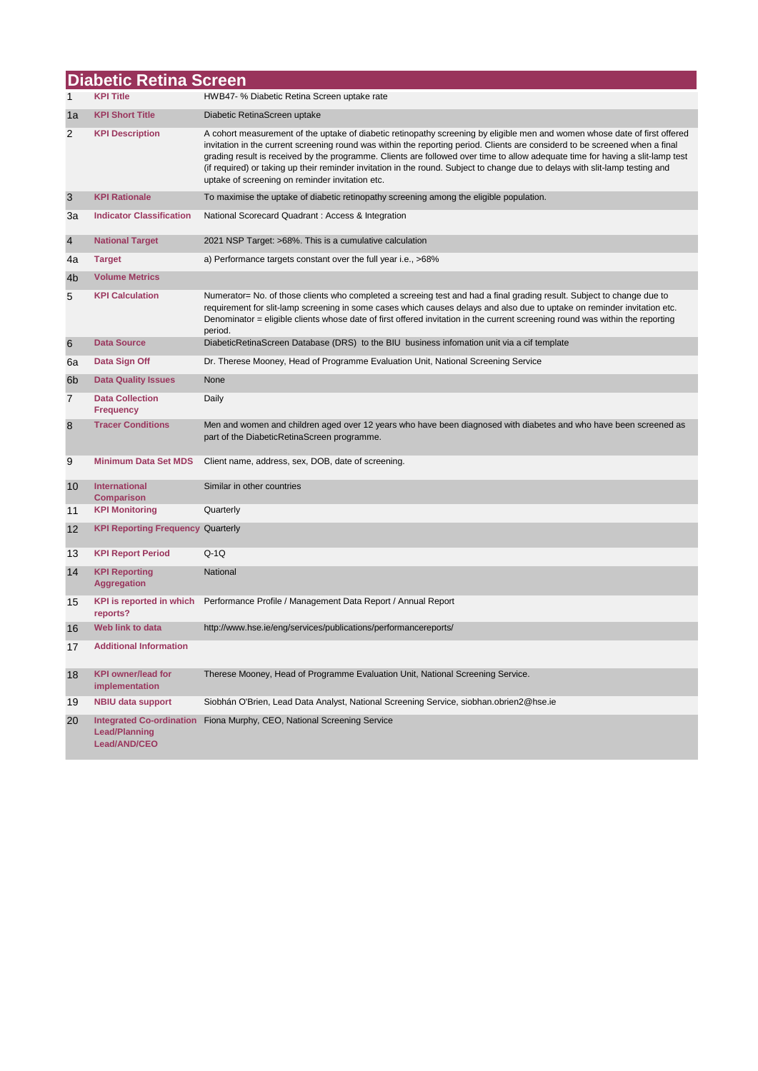# Diabetic Retina Screen

| | | |
|---|---|---|
| 1 | **KPI Title** | HWB47- % Diabetic Retina Screen uptake rate |
| 1a | **KPI Short Title** | Diabetic RetinaScreen uptake |
| 2 | **KPI Description** | A cohort measurement of the uptake of diabetic retinopathy screening by eligible men and women whose date of first offered invitation in the current screening round was within the reporting period. Clients are considerd to be screened when a final grading result is received by the programme. Clients are followed over time to allow adequate time for having a slit-lamp test (if required) or taking up their reminder invitation in the round. Subject to change due to delays with slit-lamp testing and uptake of screening on reminder invitation etc. |
| 3 | **KPI Rationale** | To maximise the uptake of diabetic retinopathy screening among the eligible population. |
| 3a | **Indicator Classification** | National Scorecard Quadrant : Access & Integration |
| 4 | **National Target** | 2021 NSP Target: >68%. This is a cumulative calculation |
| 4a | **Target** | a) Performance targets constant over the full year i.e., >68% |
| 4b | **Volume Metrics** | |
| 5 | **KPI Calculation** | Numerator= No. of those clients who completed a screeing test and had a final grading result. Subject to change due to requirement for slit-lamp screening in some cases which causes delays and also due to uptake on reminder invitation etc. Denominator = eligible clients whose date of first offered invitation in the current screening round was within the reporting period. |
| 6 | **Data Source** | DiabeticRetinaScreen Database (DRS) to the BIU business infomation unit via a cif template |
| 6a | **Data Sign Off** | Dr. Therese Mooney, Head of Programme Evaluation Unit, National Screening Service |
| 6b | **Data Quality Issues** | None |
| 7 | **Data Collection Frequency** | Daily |
| 8 | **Tracer Conditions** | Men and women and children aged over 12 years who have been diagnosed with diabetes and who have been screened as part of the DiabeticRetinaScreen programme. |
| 9 | **Minimum Data Set MDS** | Client name, address, sex, DOB, date of screening. |
| 10 | **International Comparison** | Similar in other countries |
| 11 | **KPI Monitoring** | Quarterly |
| 12 | **KPI Reporting Frequency** | Quarterly |
| 13 | **KPI Report Period** | Q-1Q |
| 14 | **KPI Reporting Aggregation** | National |
| 15 | **KPI is reported in which reports?** | Performance Profile / Management Data Report / Annual Report |
| 16 | **Web link to data** | http://www.hse.ie/eng/services/publications/performancereports/ |
| 17 | **Additional Information** | |
| 18 | **KPI owner/lead for implementation** | Therese Mooney, Head of Programme Evaluation Unit, National Screening Service. |
| 19 | **NBIU data support** | Siobhán O'Brien, Lead Data Analyst, National Screening Service, siobhan.obrien2@hse.ie |
| 20 | **Integrated Co-ordination Lead/Planning Lead/AND/CEO** | Fiona Murphy, CEO, National Screening Service |